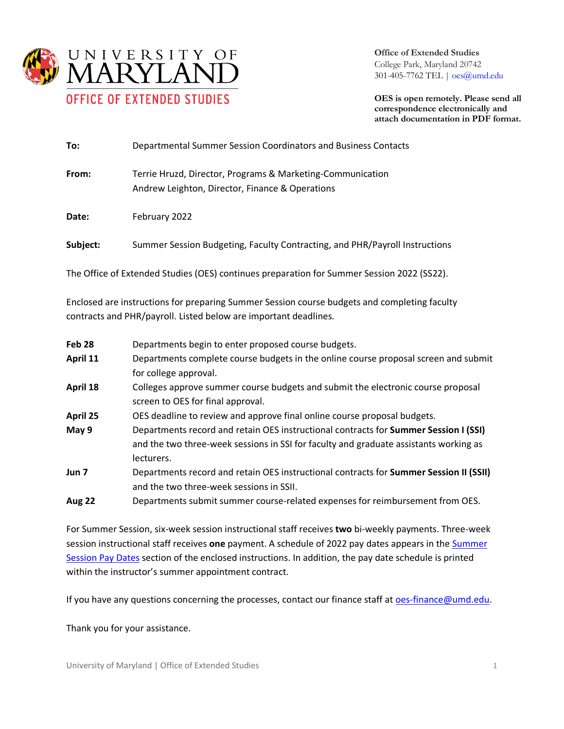**UNIVERSITY OF MARYLAND**
**OFFICE OF EXTENDED STUDIES**

**Office of Extended Studies**
College Park, Maryland 20742
301-405-7762 TEL | oes@umd.edu

**OES is open remotely. Please send all correspondence electronically and attach documentation in PDF format.**

| | |
|---|---|
| **To:** | Departmental Summer Session Coordinators and Business Contacts |
| **From:** | Terrie Hruzd, Director, Programs & Marketing-Communication<br>Andrew Leighton, Director, Finance & Operations |
| **Date:** | February 2022 |
| **Subject:** | Summer Session Budgeting, Faculty Contracting, and PHR/Payroll Instructions |

The Office of Extended Studies (OES) continues preparation for Summer Session 2022 (SS22).

Enclosed are instructions for preparing Summer Session course budgets and completing faculty contracts and PHR/payroll. Listed below are important deadlines.

| | |
|---|---|
| **Feb 28** | Departments begin to enter proposed course budgets. |
| **April 11** | Departments complete course budgets in the online course proposal screen and submit for college approval. |
| **April 18** | Colleges approve summer course budgets and submit the electronic course proposal screen to OES for final approval. |
| **April 25** | OES deadline to review and approve final online course proposal budgets. |
| **May 9** | Departments record and retain OES instructional contracts for **Summer Session I (SSI)** and the two three-week sessions in SSI for faculty and graduate assistants working as lecturers. |
| **Jun 7** | Departments record and retain OES instructional contracts for **Summer Session II (SSII)** and the two three-week sessions in SSII. |
| **Aug 22** | Departments submit summer course-related expenses for reimbursement from OES. |

For Summer Session, six-week session instructional staff receives **two** bi-weekly payments. Three-week session instructional staff receives **one** payment. A schedule of 2022 pay dates appears in the Summer Session Pay Dates section of the enclosed instructions. In addition, the pay date schedule is printed within the instructor's summer appointment contract.

If you have any questions concerning the processes, contact our finance staff at oes-finance@umd.edu.

Thank you for your assistance.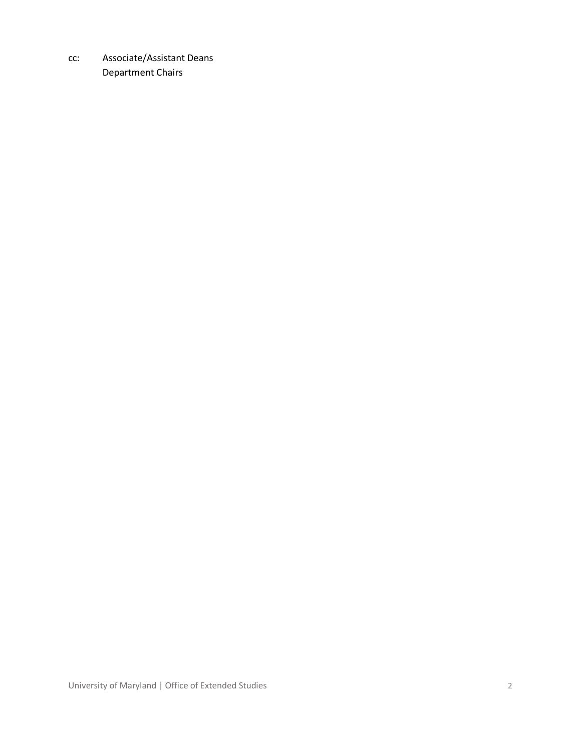cc: Associate/Assistant Deans
Department Chairs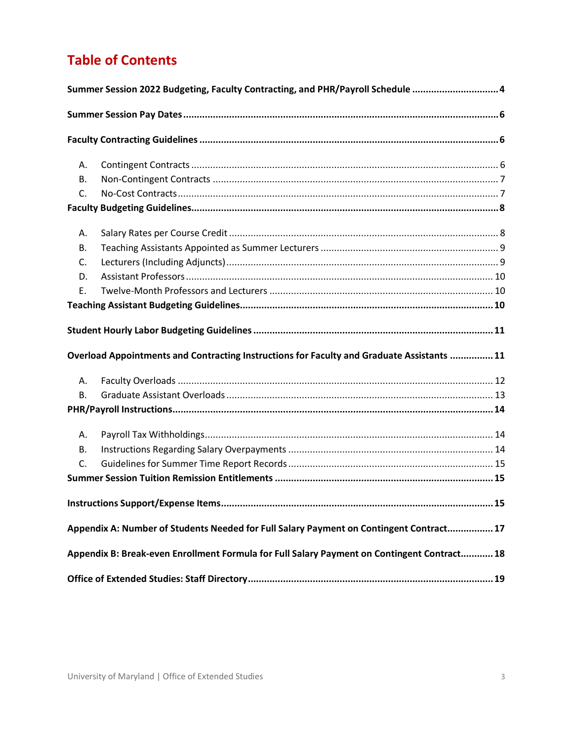# Table of Contents

**Summary Session 2022 Budgeting, Faculty Contracting, and PHR/Payroll Schedule** ..... 4

**Summer Session Pay Dates** ..... 6

**Faculty Contracting Guidelines** ..... 6

- A. Contingent Contracts ..... 6
- B. Non-Contingent Contracts ..... 7
- C. No-Cost Contracts ..... 7

**Faculty Budgeting Guidelines** ..... 8

- A. Salary Rates per Course Credit ..... 8
- B. Teaching Assistants Appointed as Summer Lecturers ..... 9
- C. Lecturers (Including Adjuncts) ..... 9
- D. Assistant Professors ..... 10
- E. Twelve-Month Professors and Lecturers ..... 10

**Teaching Assistant Budgeting Guidelines** ..... 10

**Student Hourly Labor Budgeting Guidelines** ..... 11

**Overload Appointments and Contracting Instructions for Faculty and Graduate Assistants** ..... 11

- A. Faculty Overloads ..... 12
- B. Graduate Assistant Overloads ..... 13

**PHR/Payroll Instructions** ..... 14

- A. Payroll Tax Withholdings ..... 14
- B. Instructions Regarding Salary Overpayments ..... 14
- C. Guidelines for Summer Time Report Records ..... 15

**Summer Session Tuition Remission Entitlements** ..... 15

**Instructions Support/Expense Items** ..... 15

**Appendix A: Number of Students Needed for Full Salary Payment on Contingent Contract** ..... 17

**Appendix B: Break-even Enrollment Formula for Full Salary Payment on Contingent Contract** ..... 18

**Office of Extended Studies: Staff Directory** ..... 19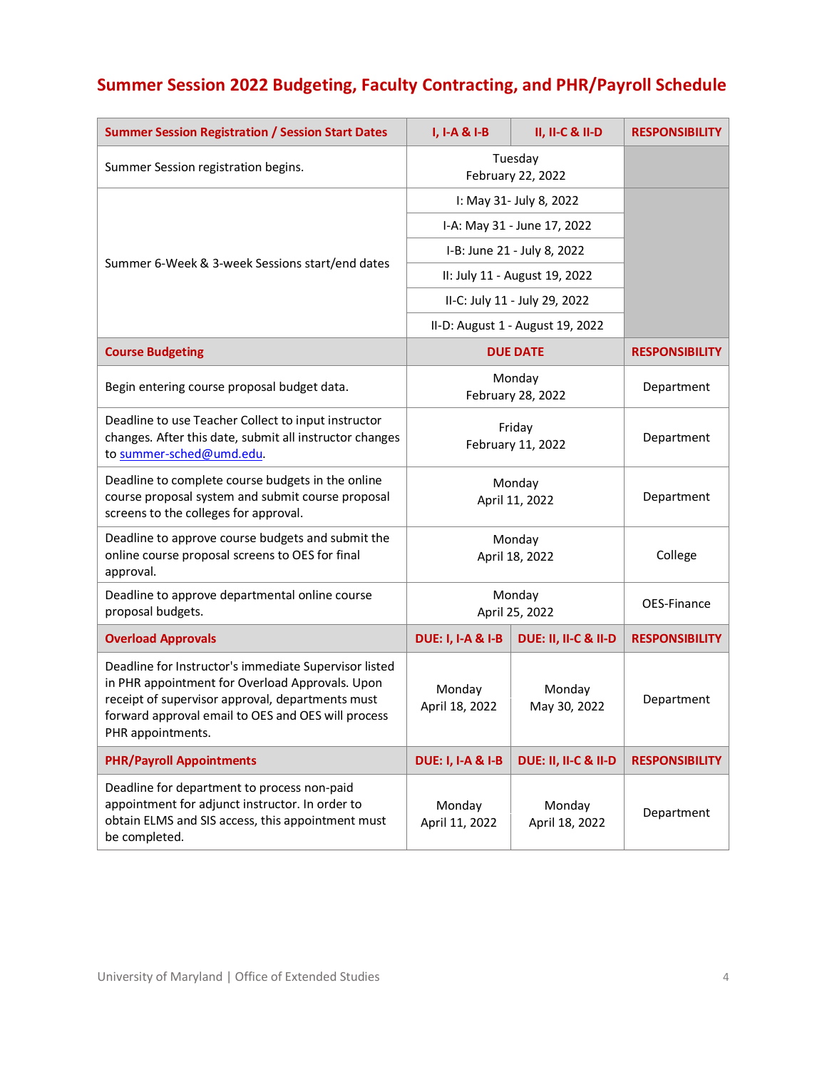## Summer Session 2022 Budgeting, Faculty Contracting, and PHR/Payroll Schedule

| Summer Session Registration / Session Start Dates | I, I-A & I-B | II, II-C & II-D | RESPONSIBILITY |
|---|---|---|---|
| Summer Session registration begins. | Tuesday February 22, 2022 | | |
| Summer 6-Week & 3-week Sessions start/end dates | I: May 31- July 8, 2022<br>I-A: May 31 - June 17, 2022<br>I-B: June 21 - July 8, 2022<br>II: July 11 - August 19, 2022<br>II-C: July 11 - July 29, 2022<br>II-D: August 1 - August 19, 2022 | | |
| **Course Budgeting** | **DUE DATE** | | **RESPONSIBILITY** |
| Begin entering course proposal budget data. | Monday February 28, 2022 | | Department |
| Deadline to use Teacher Collect to input instructor changes. After this date, submit all instructor changes to summer-sched@umd.edu. | Friday February 11, 2022 | | Department |
| Deadline to complete course budgets in the online course proposal system and submit course proposal screens to the colleges for approval. | Monday April 11, 2022 | | Department |
| Deadline to approve course budgets and submit the online course proposal screens to OES for final approval. | Monday April 18, 2022 | | College |
| Deadline to approve departmental online course proposal budgets. | Monday April 25, 2022 | | OES-Finance |
| **Overload Approvals** | **DUE: I, I-A & I-B** | **DUE: II, II-C & II-D** | **RESPONSIBILITY** |
| Deadline for Instructor's immediate Supervisor listed in PHR appointment for Overload Approvals. Upon receipt of supervisor approval, departments must forward approval email to OES and OES will process PHR appointments. | Monday April 18, 2022 | Monday May 30, 2022 | Department |
| **PHR/Payroll Appointments** | **DUE: I, I-A & I-B** | **DUE: II, II-C & II-D** | **RESPONSIBILITY** |
| Deadline for department to process non-paid appointment for adjunct instructor. In order to obtain ELMS and SIS access, this appointment must be completed. | Monday April 11, 2022 | Monday April 18, 2022 | Department |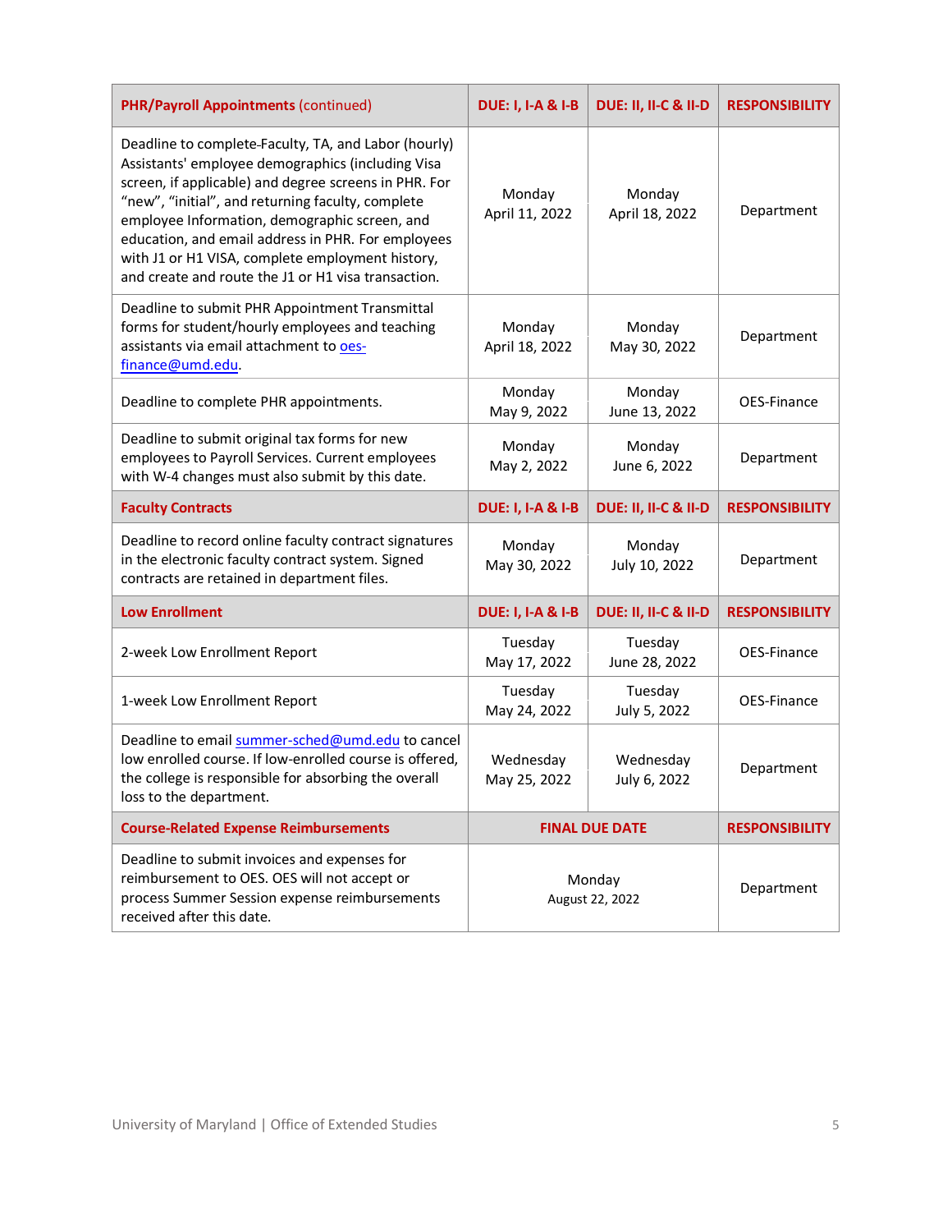| PHR/Payroll Appointments (continued) | DUE: I, I-A & I-B | DUE: II, II-C & II-D | RESPONSIBILITY |
|---|---|---|---|
| Deadline to complete-Faculty, TA, and Labor (hourly) Assistants' employee demographics (including Visa screen, if applicable) and degree screens in PHR. For "new", "initial", and returning faculty, complete employee Information, demographic screen, and education, and email address in PHR. For employees with J1 or H1 VISA, complete employment history, and create and route the J1 or H1 visa transaction. | Monday April 11, 2022 | Monday April 18, 2022 | Department |
| Deadline to submit PHR Appointment Transmittal forms for student/hourly employees and teaching assistants via email attachment to oes-finance@umd.edu. | Monday April 18, 2022 | Monday May 30, 2022 | Department |
| Deadline to complete PHR appointments. | Monday May 9, 2022 | Monday June 13, 2022 | OES-Finance |
| Deadline to submit original tax forms for new employees to Payroll Services. Current employees with W-4 changes must also submit by this date. | Monday May 2, 2022 | Monday June 6, 2022 | Department |
| **Faculty Contracts** | **DUE: I, I-A & I-B** | **DUE: II, II-C & II-D** | **RESPONSIBILITY** |
| Deadline to record online faculty contract signatures in the electronic faculty contract system. Signed contracts are retained in department files. | Monday May 30, 2022 | Monday July 10, 2022 | Department |
| **Low Enrollment** | **DUE: I, I-A & I-B** | **DUE: II, II-C & II-D** | **RESPONSIBILITY** |
| 2-week Low Enrollment Report | Tuesday May 17, 2022 | Tuesday June 28, 2022 | OES-Finance |
| 1-week Low Enrollment Report | Tuesday May 24, 2022 | Tuesday July 5, 2022 | OES-Finance |
| Deadline to email summer-sched@umd.edu to cancel low enrolled course. If low-enrolled course is offered, the college is responsible for absorbing the overall loss to the department. | Wednesday May 25, 2022 | Wednesday July 6, 2022 | Department |
| **Course-Related Expense Reimbursements** | **FINAL DUE DATE** | | **RESPONSIBILITY** |
| Deadline to submit invoices and expenses for reimbursement to OES. OES will not accept or process Summer Session expense reimbursements received after this date. | Monday August 22, 2022 | | Department |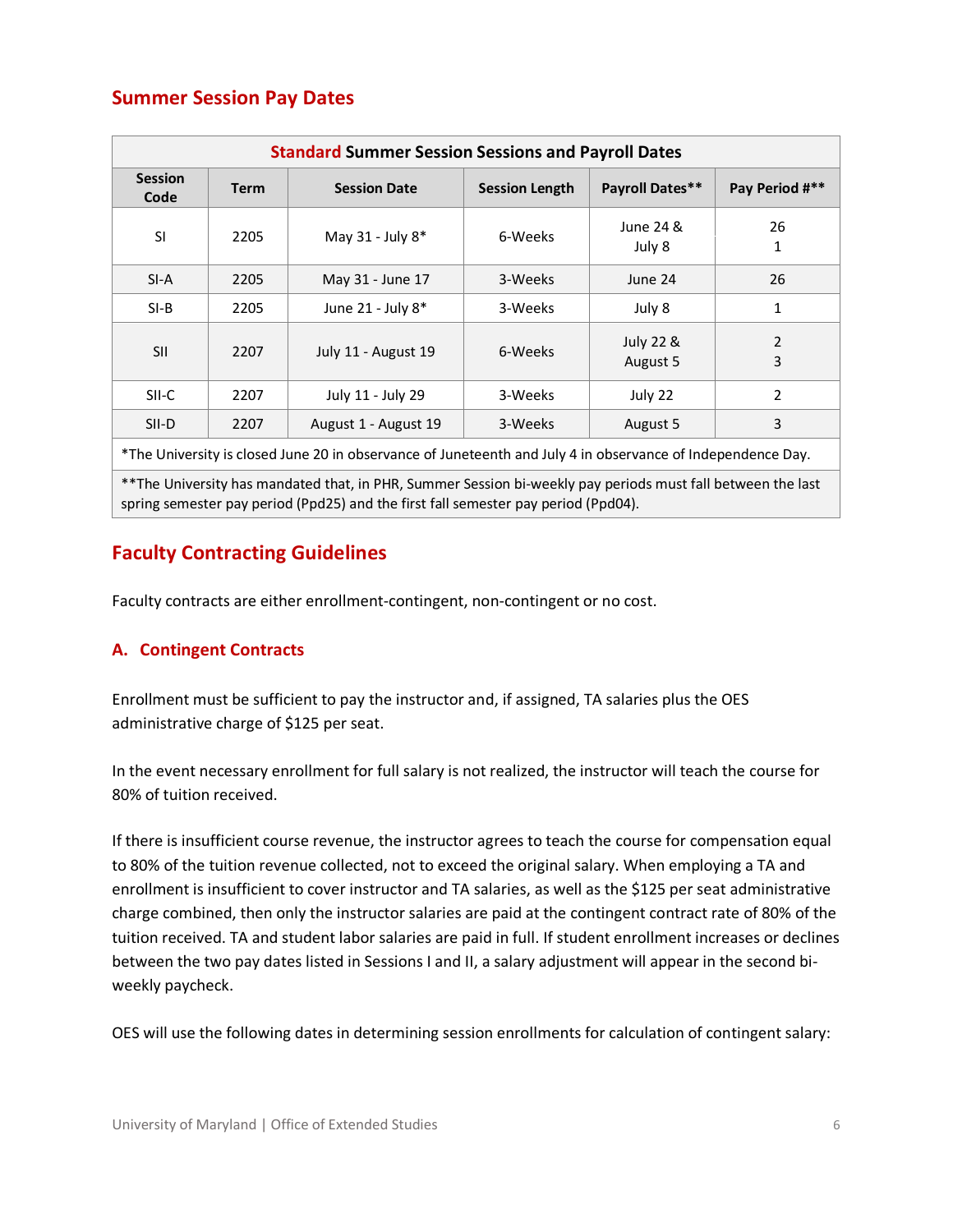## Summer Session Pay Dates

| Standard Summer Session Sessions and Payroll Dates | | | | | |
|---|---|---|---|---|---|
| **Session Code** | **Term** | **Session Date** | **Session Length** | **Payroll Dates**** | **Pay Period #**** |
| SI | 2205 | May 31 - July 8* | 6-Weeks | June 24 & July 8 | 26 1 |
| SI-A | 2205 | May 31 - June 17 | 3-Weeks | June 24 | 26 |
| SI-B | 2205 | June 21 - July 8* | 3-Weeks | July 8 | 1 |
| SII | 2207 | July 11 - August 19 | 6-Weeks | July 22 & August 5 | 2 3 |
| SII-C | 2207 | July 11 - July 29 | 3-Weeks | July 22 | 2 |
| SII-D | 2207 | August 1 - August 19 | 3-Weeks | August 5 | 3 |

*The University is closed June 20 in observance of Juneteenth and July 4 in observance of Independence Day.

**The University has mandated that, in PHR, Summer Session bi-weekly pay periods must fall between the last spring semester pay period (Ppd25) and the first fall semester pay period (Ppd04).

## Faculty Contracting Guidelines

Faculty contracts are either enrollment-contingent, non-contingent or no cost.

### A. Contingent Contracts

Enrollment must be sufficient to pay the instructor and, if assigned, TA salaries plus the OES administrative charge of $125 per seat.

In the event necessary enrollment for full salary is not realized, the instructor will teach the course for 80% of tuition received.

If there is insufficient course revenue, the instructor agrees to teach the course for compensation equal to 80% of the tuition revenue collected, not to exceed the original salary. When employing a TA and enrollment is insufficient to cover instructor and TA salaries, as well as the $125 per seat administrative charge combined, then only the instructor salaries are paid at the contingent contract rate of 80% of the tuition received. TA and student labor salaries are paid in full. If student enrollment increases or declines between the two pay dates listed in Sessions I and II, a salary adjustment will appear in the second bi-weekly paycheck.

OES will use the following dates in determining session enrollments for calculation of contingent salary: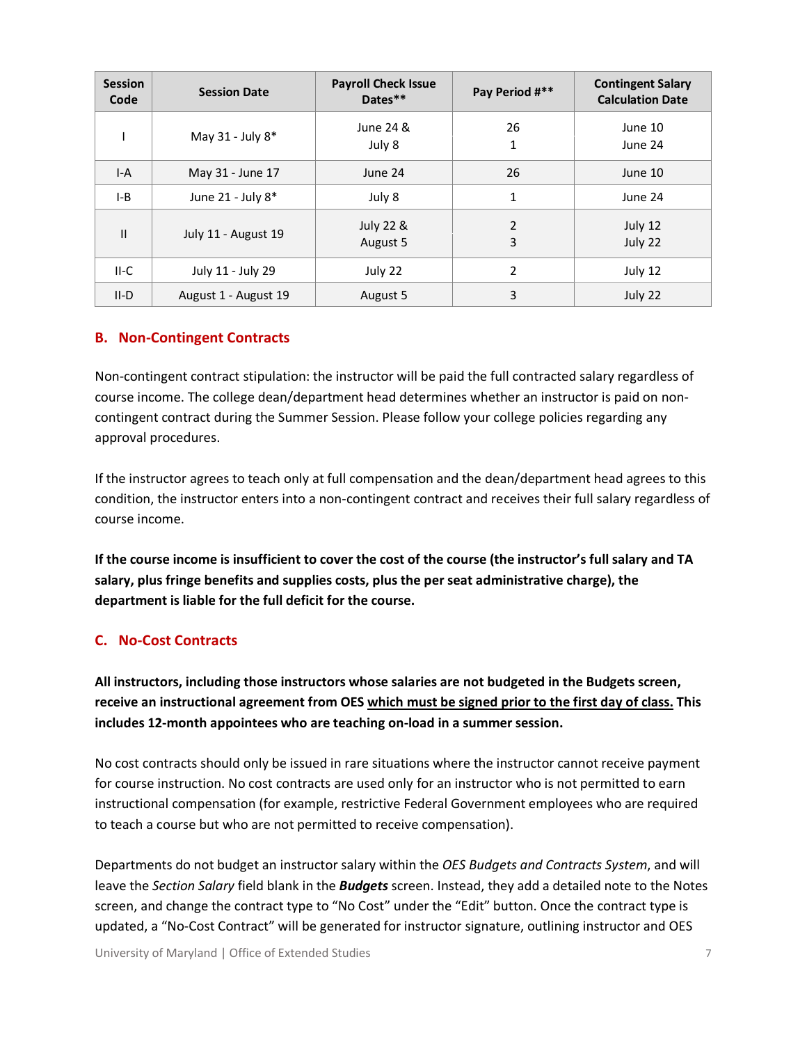| Session Code | Session Date | Payroll Check Issue Dates** | Pay Period #** | Contingent Salary Calculation Date |
|---|---|---|---|---|
| I | May 31 - July 8* | June 24 &<br>July 8 | 26<br>1 | June 10<br>June 24 |
| I-A | May 31 - June 17 | June 24 | 26 | June 10 |
| I-B | June 21 - July 8* | July 8 | 1 | June 24 |
| II | July 11 - August 19 | July 22 &<br>August 5 | 2<br>3 | July 12<br>July 22 |
| II-C | July 11 - July 29 | July 22 | 2 | July 12 |
| II-D | August 1 - August 19 | August 5 | 3 | July 22 |

## B. Non-Contingent Contracts

Non-contingent contract stipulation: the instructor will be paid the full contracted salary regardless of course income. The college dean/department head determines whether an instructor is paid on non-contingent contract during the Summer Session. Please follow your college policies regarding any approval procedures.

If the instructor agrees to teach only at full compensation and the dean/department head agrees to this condition, the instructor enters into a non-contingent contract and receives their full salary regardless of course income.

**If the course income is insufficient to cover the cost of the course (the instructor's full salary and TA salary, plus fringe benefits and supplies costs, plus the per seat administrative charge), the department is liable for the full deficit for the course.**

## C. No-Cost Contracts

**All instructors, including those instructors whose salaries are not budgeted in the Budgets screen, receive an instructional agreement from OES <u>which must be signed prior to the first day of class.</u> This includes 12-month appointees who are teaching on-load in a summer session.**

No cost contracts should only be issued in rare situations where the instructor cannot receive payment for course instruction. No cost contracts are used only for an instructor who is not permitted to earn instructional compensation (for example, restrictive Federal Government employees who are required to teach a course but who are not permitted to receive compensation).

Departments do not budget an instructor salary within the *OES Budgets and Contracts System*, and will leave the *Section Salary* field blank in the ***Budgets*** screen. Instead, they add a detailed note to the Notes screen, and change the contract type to "No Cost" under the "Edit" button. Once the contract type is updated, a "No-Cost Contract" will be generated for instructor signature, outlining instructor and OES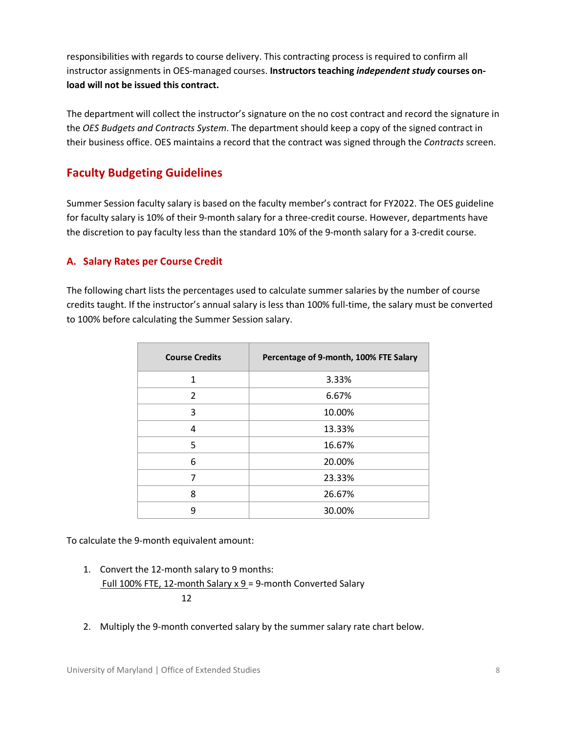responsibilities with regards to course delivery. This contracting process is required to confirm all instructor assignments in OES-managed courses. **Instructors teaching *independent study* courses on-load will not be issued this contract.**

The department will collect the instructor's signature on the no cost contract and record the signature in the *OES Budgets and Contracts System*. The department should keep a copy of the signed contract in their business office. OES maintains a record that the contract was signed through the *Contracts* screen.

## Faculty Budgeting Guidelines

Summer Session faculty salary is based on the faculty member's contract for FY2022. The OES guideline for faculty salary is 10% of their 9-month salary for a three-credit course. However, departments have the discretion to pay faculty less than the standard 10% of the 9-month salary for a 3-credit course.

### A. Salary Rates per Course Credit

The following chart lists the percentages used to calculate summer salaries by the number of course credits taught. If the instructor's annual salary is less than 100% full-time, the salary must be converted to 100% before calculating the Summer Session salary.

| Course Credits | Percentage of 9-month, 100% FTE Salary |
|---|---|
| 1 | 3.33% |
| 2 | 6.67% |
| 3 | 10.00% |
| 4 | 13.33% |
| 5 | 16.67% |
| 6 | 20.00% |
| 7 | 23.33% |
| 8 | 26.67% |
| 9 | 30.00% |

To calculate the 9-month equivalent amount:

1. Convert the 12-month salary to 9 months:

   $$\frac{\text{Full 100\% FTE, 12-month Salary} \times 9}{12} = \text{9-month Converted Salary}$$

2. Multiply the 9-month converted salary by the summer salary rate chart below.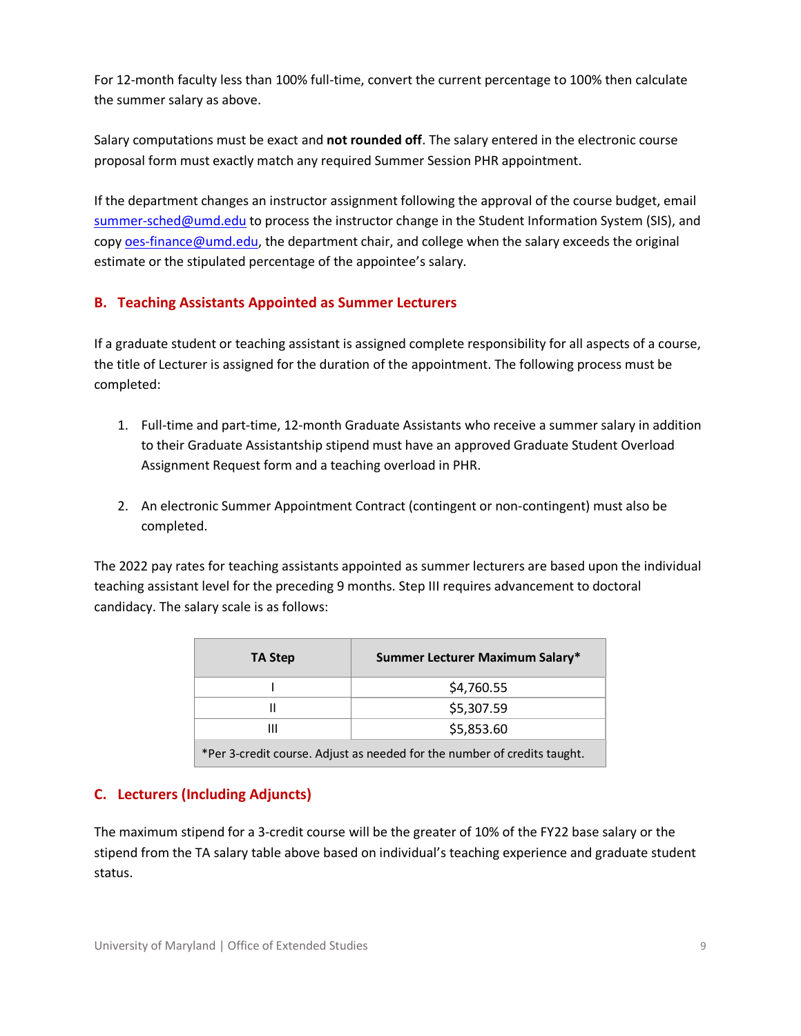For 12-month faculty less than 100% full-time, convert the current percentage to 100% then calculate the summer salary as above.

Salary computations must be exact and **not rounded off**. The salary entered in the electronic course proposal form must exactly match any required Summer Session PHR appointment.

If the department changes an instructor assignment following the approval of the course budget, email summer-sched@umd.edu to process the instructor change in the Student Information System (SIS), and copy oes-finance@umd.edu, the department chair, and college when the salary exceeds the original estimate or the stipulated percentage of the appointee's salary.

## B. Teaching Assistants Appointed as Summer Lecturers

If a graduate student or teaching assistant is assigned complete responsibility for all aspects of a course, the title of Lecturer is assigned for the duration of the appointment. The following process must be completed:

1. Full-time and part-time, 12-month Graduate Assistants who receive a summer salary in addition to their Graduate Assistantship stipend must have an approved Graduate Student Overload Assignment Request form and a teaching overload in PHR.

2. An electronic Summer Appointment Contract (contingent or non-contingent) must also be completed.

The 2022 pay rates for teaching assistants appointed as summer lecturers are based upon the individual teaching assistant level for the preceding 9 months. Step III requires advancement to doctoral candidacy. The salary scale is as follows:

| TA Step | Summer Lecturer Maximum Salary* |
| --- | --- |
| I | $4,760.55 |
| II | $5,307.59 |
| III | $5,853.60 |
| *Per 3-credit course. Adjust as needed for the number of credits taught. | |

## C. Lecturers (Including Adjuncts)

The maximum stipend for a 3-credit course will be the greater of 10% of the FY22 base salary or the stipend from the TA salary table above based on individual's teaching experience and graduate student status.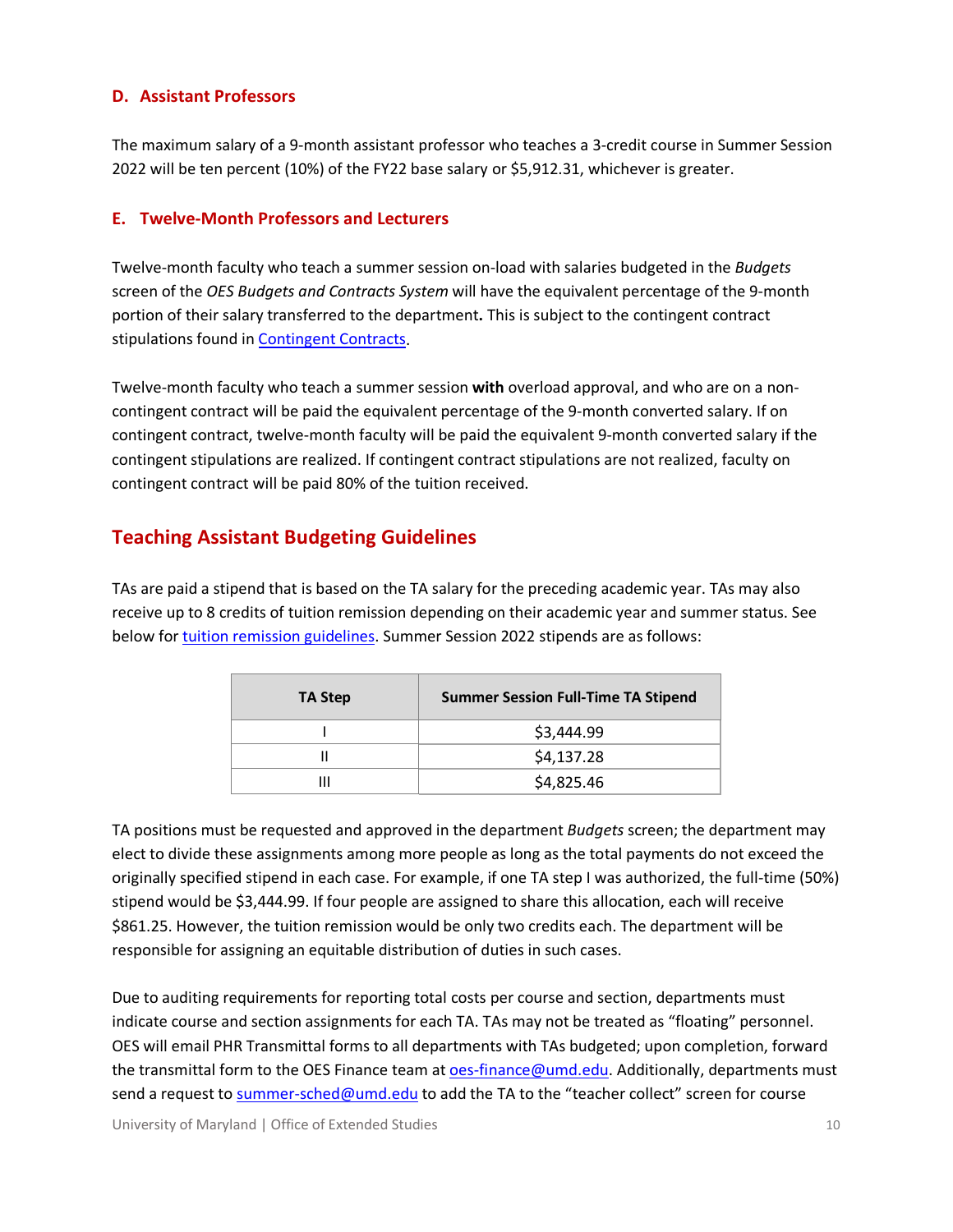### D. Assistant Professors

The maximum salary of a 9-month assistant professor who teaches a 3-credit course in Summer Session 2022 will be ten percent (10%) of the FY22 base salary or $5,912.31, whichever is greater.

### E. Twelve-Month Professors and Lecturers

Twelve-month faculty who teach a summer session on-load with salaries budgeted in the *Budgets* screen of the *OES Budgets and Contracts System* will have the equivalent percentage of the 9-month portion of their salary transferred to the department**.** This is subject to the contingent contract stipulations found in [Contingent Contracts](#).

Twelve-month faculty who teach a summer session **with** overload approval, and who are on a non-contingent contract will be paid the equivalent percentage of the 9-month converted salary. If on contingent contract, twelve-month faculty will be paid the equivalent 9-month converted salary if the contingent stipulations are realized. If contingent contract stipulations are not realized, faculty on contingent contract will be paid 80% of the tuition received.

## Teaching Assistant Budgeting Guidelines

TAs are paid a stipend that is based on the TA salary for the preceding academic year. TAs may also receive up to 8 credits of tuition remission depending on their academic year and summer status. See below for [tuition remission guidelines](#). Summer Session 2022 stipends are as follows:

| TA Step | Summer Session Full-Time TA Stipend |
|---|---|
| I | $3,444.99 |
| II | $4,137.28 |
| III | $4,825.46 |

TA positions must be requested and approved in the department *Budgets* screen; the department may elect to divide these assignments among more people as long as the total payments do not exceed the originally specified stipend in each case. For example, if one TA step I was authorized, the full-time (50%) stipend would be $3,444.99. If four people are assigned to share this allocation, each will receive $861.25. However, the tuition remission would be only two credits each. The department will be responsible for assigning an equitable distribution of duties in such cases.

Due to auditing requirements for reporting total costs per course and section, departments must indicate course and section assignments for each TA. TAs may not be treated as "floating" personnel. OES will email PHR Transmittal forms to all departments with TAs budgeted; upon completion, forward the transmittal form to the OES Finance team at oes-finance@umd.edu. Additionally, departments must send a request to summer-sched@umd.edu to add the TA to the "teacher collect" screen for course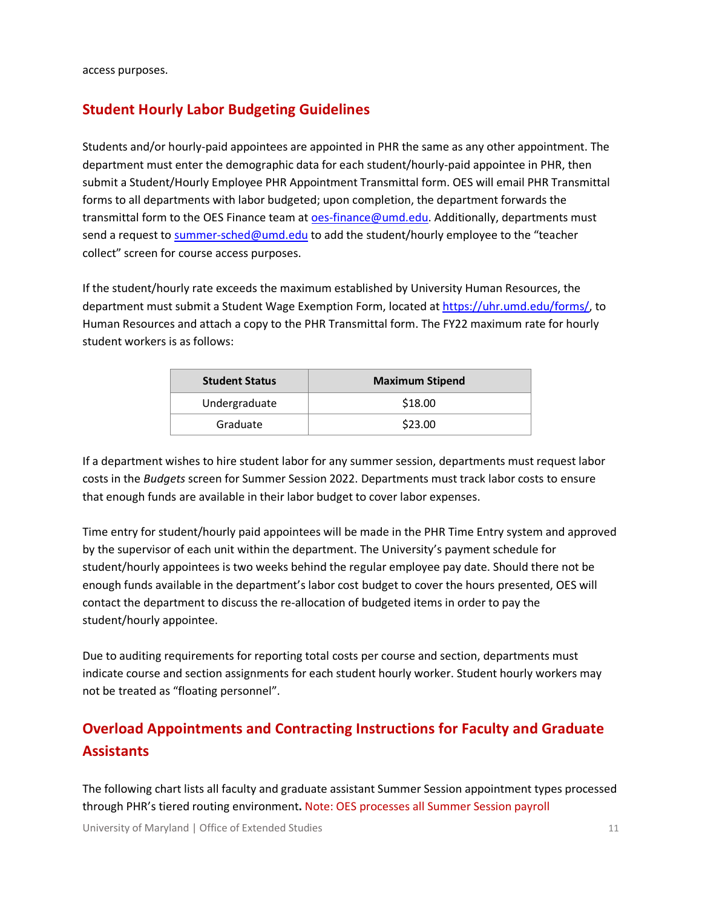access purposes.

## Student Hourly Labor Budgeting Guidelines

Students and/or hourly-paid appointees are appointed in PHR the same as any other appointment. The department must enter the demographic data for each student/hourly-paid appointee in PHR, then submit a Student/Hourly Employee PHR Appointment Transmittal form. OES will email PHR Transmittal forms to all departments with labor budgeted; upon completion, the department forwards the transmittal form to the OES Finance team at oes-finance@umd.edu. Additionally, departments must send a request to summer-sched@umd.edu to add the student/hourly employee to the "teacher collect" screen for course access purposes.

If the student/hourly rate exceeds the maximum established by University Human Resources, the department must submit a Student Wage Exemption Form, located at https://uhr.umd.edu/forms/, to Human Resources and attach a copy to the PHR Transmittal form. The FY22 maximum rate for hourly student workers is as follows:

| Student Status | Maximum Stipend |
|---|---|
| Undergraduate | $18.00 |
| Graduate | $23.00 |

If a department wishes to hire student labor for any summer session, departments must request labor costs in the *Budgets* screen for Summer Session 2022. Departments must track labor costs to ensure that enough funds are available in their labor budget to cover labor expenses.

Time entry for student/hourly paid appointees will be made in the PHR Time Entry system and approved by the supervisor of each unit within the department. The University's payment schedule for student/hourly appointees is two weeks behind the regular employee pay date. Should there not be enough funds available in the department's labor cost budget to cover the hours presented, OES will contact the department to discuss the re-allocation of budgeted items in order to pay the student/hourly appointee.

Due to auditing requirements for reporting total costs per course and section, departments must indicate course and section assignments for each student hourly worker. Student hourly workers may not be treated as "floating personnel".

## Overload Appointments and Contracting Instructions for Faculty and Graduate Assistants

The following chart lists all faculty and graduate assistant Summer Session appointment types processed through PHR's tiered routing environment**.** Note: OES processes all Summer Session payroll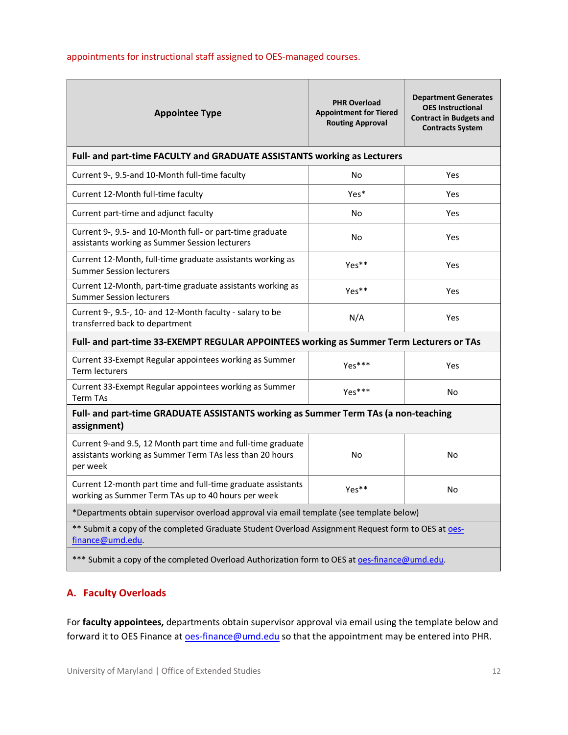appointments for instructional staff assigned to OES-managed courses.

| Appointee Type | PHR Overload Appointment for Tiered Routing Approval | Department Generates OES Instructional Contract in Budgets and Contracts System |
|---|---|---|
| **Full- and part-time FACULTY and GRADUATE ASSISTANTS working as Lecturers** | | |
| Current 9-, 9.5-and 10-Month full-time faculty | No | Yes |
| Current 12-Month full-time faculty | Yes* | Yes |
| Current part-time and adjunct faculty | No | Yes |
| Current 9-, 9.5- and 10-Month full- or part-time graduate assistants working as Summer Session lecturers | No | Yes |
| Current 12-Month, full-time graduate assistants working as Summer Session lecturers | Yes** | Yes |
| Current 12-Month, part-time graduate assistants working as Summer Session lecturers | Yes** | Yes |
| Current 9-, 9.5-, 10- and 12-Month faculty - salary to be transferred back to department | N/A | Yes |
| **Full- and part-time 33-EXEMPT REGULAR APPOINTEES working as Summer Term Lecturers or TAs** | | |
| Current 33-Exempt Regular appointees working as Summer Term lecturers | Yes*** | Yes |
| Current 33-Exempt Regular appointees working as Summer Term TAs | Yes*** | No |
| **Full- and part-time GRADUATE ASSISTANTS working as Summer Term TAs (a non-teaching assignment)** | | |
| Current 9-and 9.5, 12 Month part time and full-time graduate assistants working as Summer Term TAs less than 20 hours per week | No | No |
| Current 12-month part time and full-time graduate assistants working as Summer Term TAs up to 40 hours per week | Yes** | No |
| *Departments obtain supervisor overload approval via email template (see template below) | | |
| ** Submit a copy of the completed Graduate Student Overload Assignment Request form to OES at oes-finance@umd.edu. | | |
| *** Submit a copy of the completed Overload Authorization form to OES at oes-finance@umd.edu. | | |

## A. Faculty Overloads

For **faculty appointees,** departments obtain supervisor approval via email using the template below and forward it to OES Finance at oes-finance@umd.edu so that the appointment may be entered into PHR.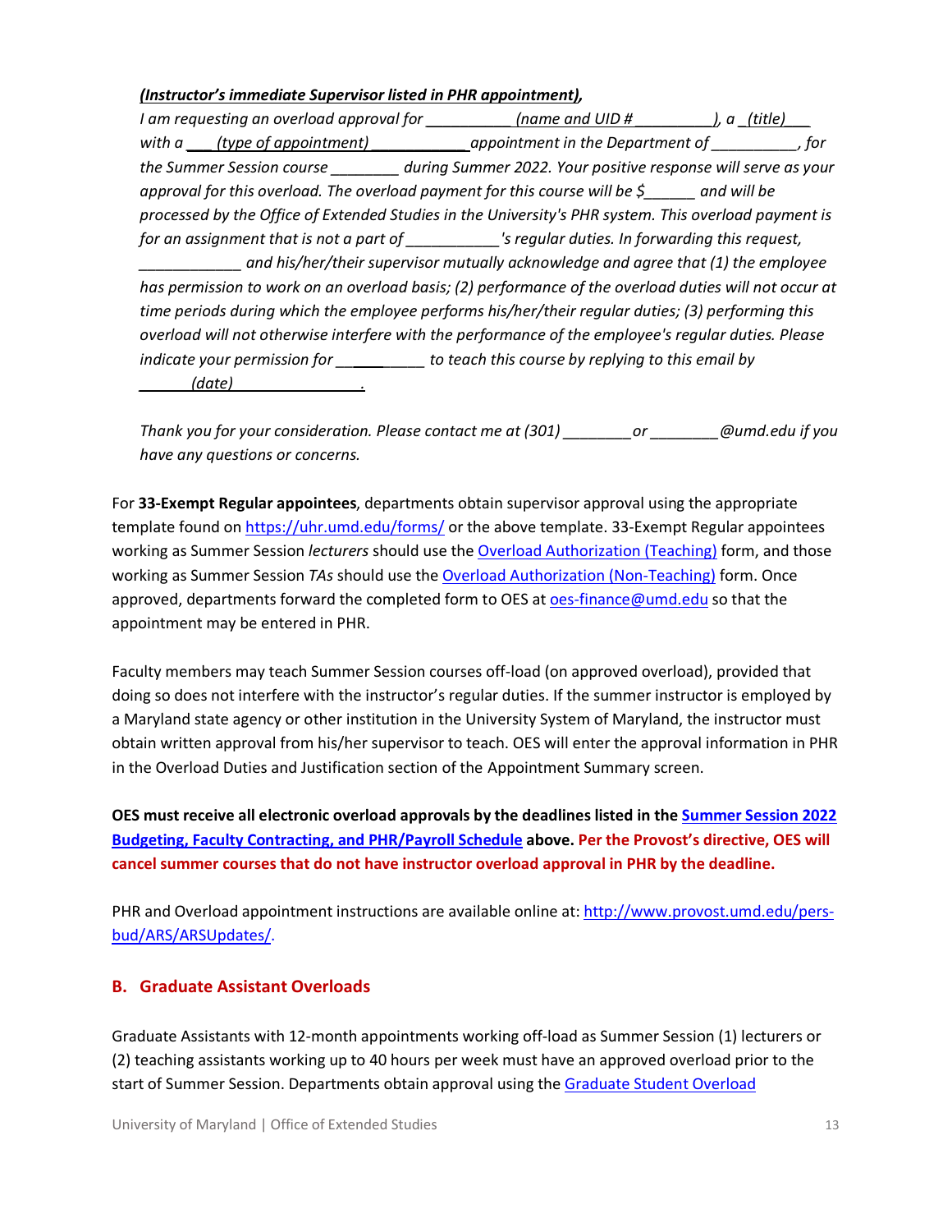***(Instructor's immediate Supervisor listed in PHR appointment),***

*I am requesting an overload approval for ___________(name and UID # __________), a _(title)___ with a ___ (type of appointment) ____________appointment in the Department of __________, for the Summer Session course ________ during Summer 2022. Your positive response will serve as your approval for this overload. The overload payment for this course will be $______ and will be processed by the Office of Extended Studies in the University's PHR system. This overload payment is for an assignment that is not a part of ___________'s regular duties. In forwarding this request, ____________ and his/her/their supervisor mutually acknowledge and agree that (1) the employee has permission to work on an overload basis; (2) performance of the overload duties will not occur at time periods during which the employee performs his/her/their regular duties; (3) performing this overload will not otherwise interfere with the performance of the employee's regular duties. Please indicate your permission for __________ to teach this course by replying to this email by ______(date)_______________.*

*Thank you for your consideration. Please contact me at (301) ________or ________@umd.edu if you have any questions or concerns.*

For **33-Exempt Regular appointees**, departments obtain supervisor approval using the appropriate template found on https://uhr.umd.edu/forms/ or the above template. 33-Exempt Regular appointees working as Summer Session *lecturers* should use the Overload Authorization (Teaching) form, and those working as Summer Session *TAs* should use the Overload Authorization (Non-Teaching) form. Once approved, departments forward the completed form to OES at oes-finance@umd.edu so that the appointment may be entered in PHR.

Faculty members may teach Summer Session courses off-load (on approved overload), provided that doing so does not interfere with the instructor's regular duties. If the summer instructor is employed by a Maryland state agency or other institution in the University System of Maryland, the instructor must obtain written approval from his/her supervisor to teach. OES will enter the approval information in PHR in the Overload Duties and Justification section of the Appointment Summary screen.

**OES must receive all electronic overload approvals by the deadlines listed in the Summer Session 2022 Budgeting, Faculty Contracting, and PHR/Payroll Schedule above. Per the Provost's directive, OES will cancel summer courses that do not have instructor overload approval in PHR by the deadline.**

PHR and Overload appointment instructions are available online at: http://www.provost.umd.edu/pers-bud/ARS/ARSUpdates/.

## B. Graduate Assistant Overloads

Graduate Assistants with 12-month appointments working off-load as Summer Session (1) lecturers or (2) teaching assistants working up to 40 hours per week must have an approved overload prior to the start of Summer Session. Departments obtain approval using the Graduate Student Overload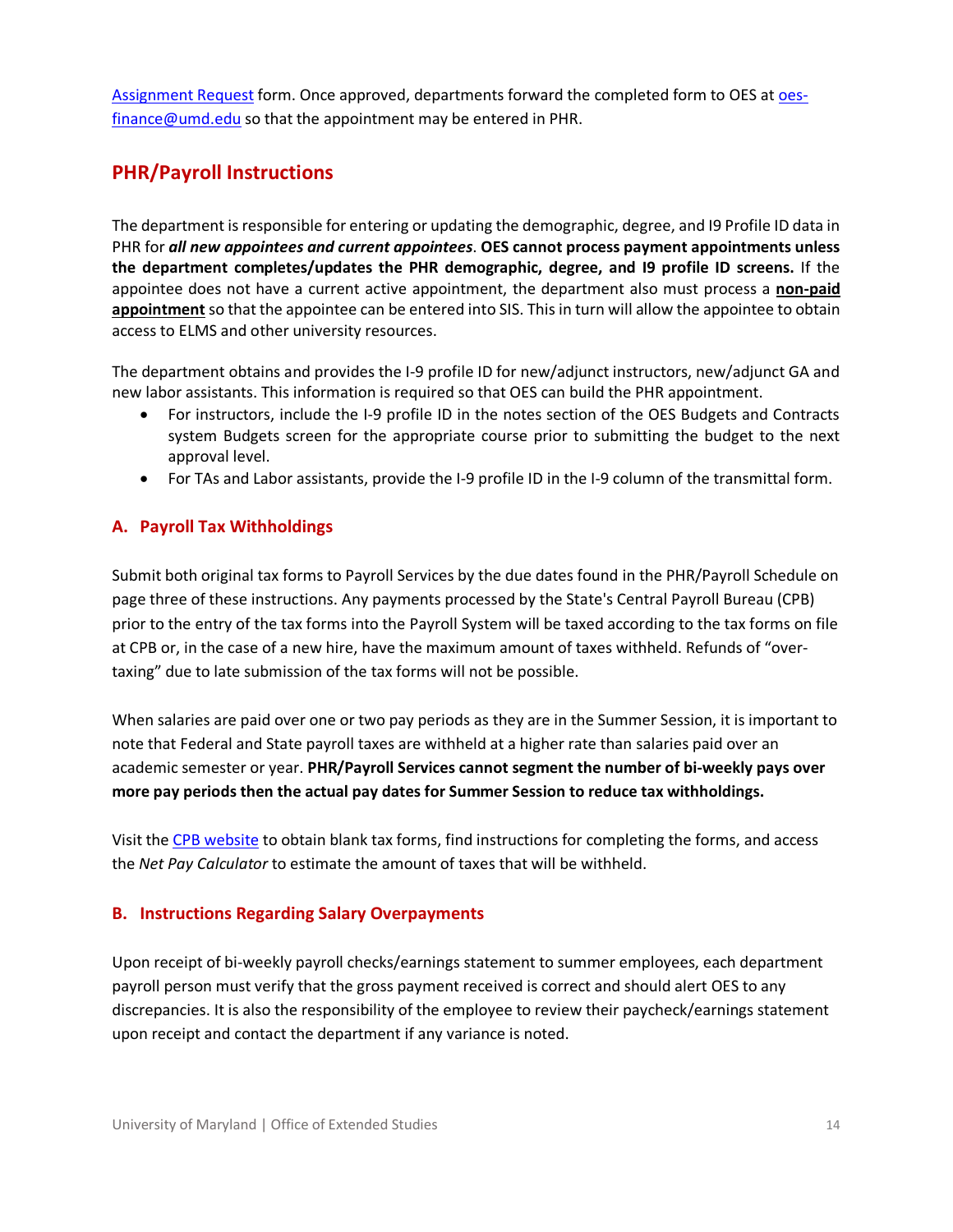Assignment Request form. Once approved, departments forward the completed form to OES at oes-finance@umd.edu so that the appointment may be entered in PHR.

## PHR/Payroll Instructions

The department is responsible for entering or updating the demographic, degree, and I9 Profile ID data in PHR for ***all new appointees and current appointees***. **OES cannot process payment appointments unless the department completes/updates the PHR demographic, degree, and I9 profile ID screens.** If the appointee does not have a current active appointment, the department also must process a **non-paid appointment** so that the appointee can be entered into SIS. This in turn will allow the appointee to obtain access to ELMS and other university resources.

The department obtains and provides the I-9 profile ID for new/adjunct instructors, new/adjunct GA and new labor assistants. This information is required so that OES can build the PHR appointment.

- For instructors, include the I-9 profile ID in the notes section of the OES Budgets and Contracts system Budgets screen for the appropriate course prior to submitting the budget to the next approval level.
- For TAs and Labor assistants, provide the I-9 profile ID in the I-9 column of the transmittal form.

### A. Payroll Tax Withholdings

Submit both original tax forms to Payroll Services by the due dates found in the PHR/Payroll Schedule on page three of these instructions. Any payments processed by the State's Central Payroll Bureau (CPB) prior to the entry of the tax forms into the Payroll System will be taxed according to the tax forms on file at CPB or, in the case of a new hire, have the maximum amount of taxes withheld. Refunds of "over-taxing" due to late submission of the tax forms will not be possible.

When salaries are paid over one or two pay periods as they are in the Summer Session, it is important to note that Federal and State payroll taxes are withheld at a higher rate than salaries paid over an academic semester or year. **PHR/Payroll Services cannot segment the number of bi-weekly pays over more pay periods then the actual pay dates for Summer Session to reduce tax withholdings.**

Visit the CPB website to obtain blank tax forms, find instructions for completing the forms, and access the *Net Pay Calculator* to estimate the amount of taxes that will be withheld.

### B. Instructions Regarding Salary Overpayments

Upon receipt of bi-weekly payroll checks/earnings statement to summer employees, each department payroll person must verify that the gross payment received is correct and should alert OES to any discrepancies. It is also the responsibility of the employee to review their paycheck/earnings statement upon receipt and contact the department if any variance is noted.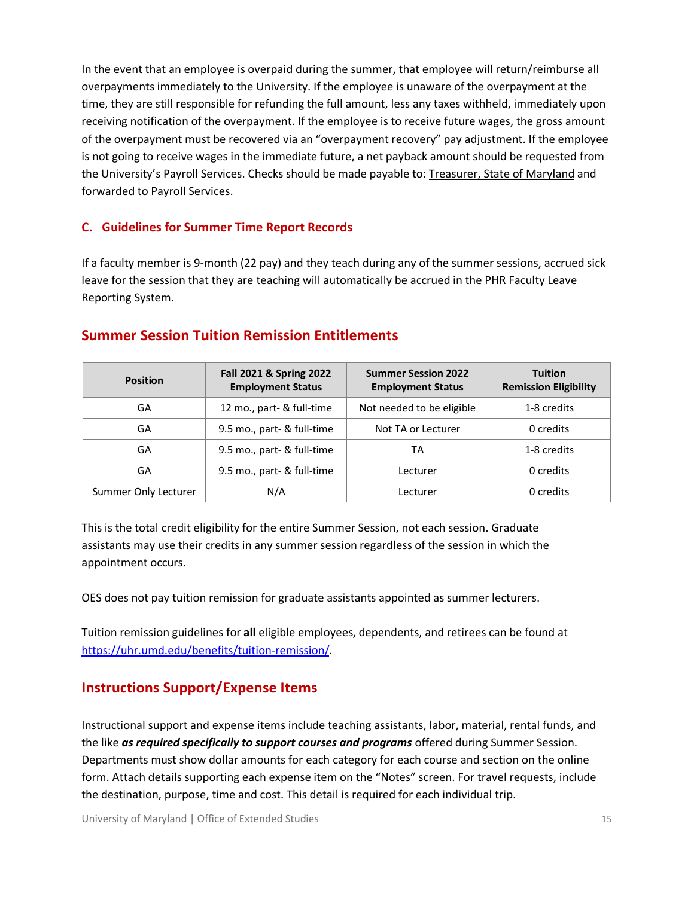In the event that an employee is overpaid during the summer, that employee will return/reimburse all overpayments immediately to the University. If the employee is unaware of the overpayment at the time, they are still responsible for refunding the full amount, less any taxes withheld, immediately upon receiving notification of the overpayment. If the employee is to receive future wages, the gross amount of the overpayment must be recovered via an "overpayment recovery" pay adjustment. If the employee is not going to receive wages in the immediate future, a net payback amount should be requested from the University's Payroll Services. Checks should be made payable to: Treasurer, State of Maryland and forwarded to Payroll Services.

### C. Guidelines for Summer Time Report Records

If a faculty member is 9-month (22 pay) and they teach during any of the summer sessions, accrued sick leave for the session that they are teaching will automatically be accrued in the PHR Faculty Leave Reporting System.

## Summer Session Tuition Remission Entitlements

| Position | Fall 2021 & Spring 2022 Employment Status | Summer Session 2022 Employment Status | Tuition Remission Eligibility |
|---|---|---|---|
| GA | 12 mo., part- & full-time | Not needed to be eligible | 1-8 credits |
| GA | 9.5 mo., part- & full-time | Not TA or Lecturer | 0 credits |
| GA | 9.5 mo., part- & full-time | TA | 1-8 credits |
| GA | 9.5 mo., part- & full-time | Lecturer | 0 credits |
| Summer Only Lecturer | N/A | Lecturer | 0 credits |

This is the total credit eligibility for the entire Summer Session, not each session. Graduate assistants may use their credits in any summer session regardless of the session in which the appointment occurs.

OES does not pay tuition remission for graduate assistants appointed as summer lecturers.

Tuition remission guidelines for **all** eligible employees, dependents, and retirees can be found at https://uhr.umd.edu/benefits/tuition-remission/.

## Instructions Support/Expense Items

Instructional support and expense items include teaching assistants, labor, material, rental funds, and the like ***as required specifically to support courses and programs*** offered during Summer Session. Departments must show dollar amounts for each category for each course and section on the online form. Attach details supporting each expense item on the "Notes" screen. For travel requests, include the destination, purpose, time and cost. This detail is required for each individual trip.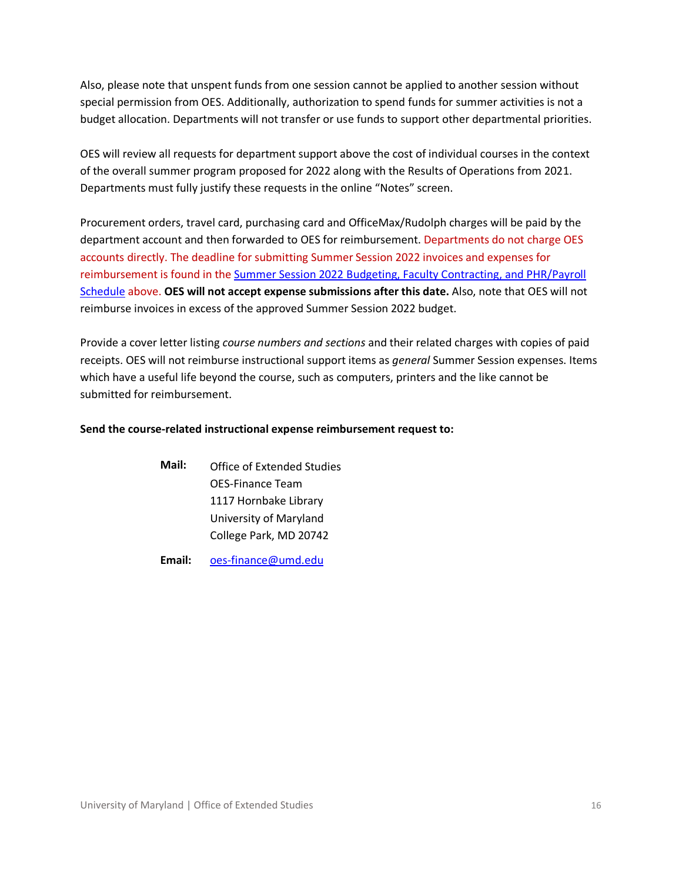Also, please note that unspent funds from one session cannot be applied to another session without special permission from OES. Additionally, authorization to spend funds for summer activities is not a budget allocation. Departments will not transfer or use funds to support other departmental priorities.

OES will review all requests for department support above the cost of individual courses in the context of the overall summer program proposed for 2022 along with the Results of Operations from 2021. Departments must fully justify these requests in the online "Notes" screen.

Procurement orders, travel card, purchasing card and OfficeMax/Rudolph charges will be paid by the department account and then forwarded to OES for reimbursement. Departments do not charge OES accounts directly. The deadline for submitting Summer Session 2022 invoices and expenses for reimbursement is found in the Summer Session 2022 Budgeting, Faculty Contracting, and PHR/Payroll Schedule above. **OES will not accept expense submissions after this date.** Also, note that OES will not reimburse invoices in excess of the approved Summer Session 2022 budget.

Provide a cover letter listing *course numbers and sections* and their related charges with copies of paid receipts. OES will not reimburse instructional support items as *general* Summer Session expenses. Items which have a useful life beyond the course, such as computers, printers and the like cannot be submitted for reimbursement.

**Send the course-related instructional expense reimbursement request to:**

**Mail:** Office of Extended Studies
OES-Finance Team
1117 Hornbake Library
University of Maryland
College Park, MD 20742

**Email:** oes-finance@umd.edu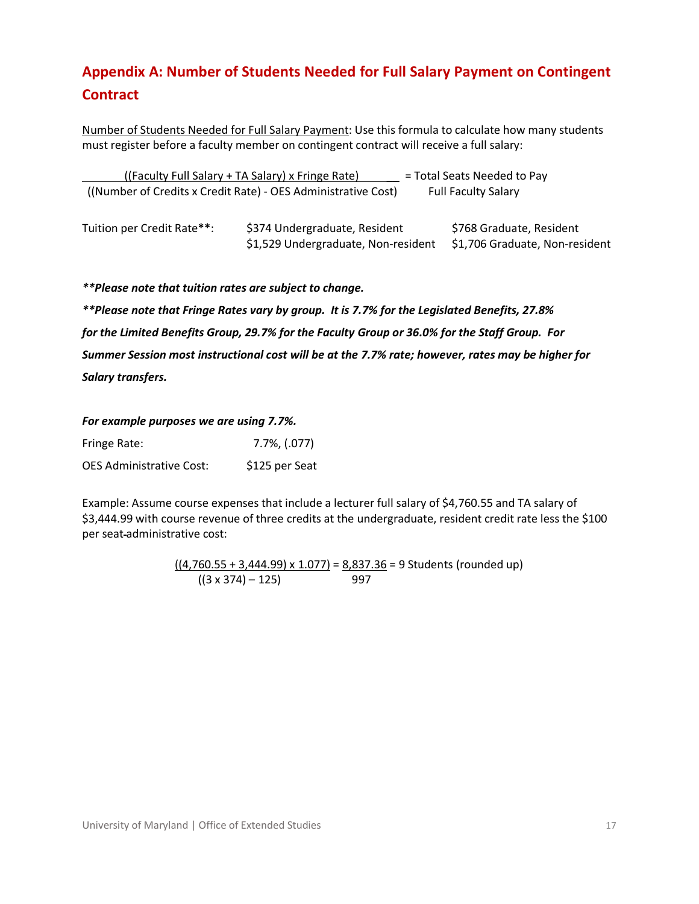## Appendix A: Number of Students Needed for Full Salary Payment on Contingent Contract

Number of Students Needed for Full Salary Payment: Use this formula to calculate how many students must register before a faculty member on contingent contract will receive a full salary:

$$\frac{\text{((Faculty Full Salary + TA Salary) x Fringe Rate)}}{\text{((Number of Credits x Credit Rate) - OES Administrative Cost)}} = \text{Total Seats Needed to Pay Full Faculty Salary}$$

| Tuition per Credit Rate**: | | |
|---|---|---|
| | $374 Undergraduate, Resident | $768 Graduate, Resident |
| | $1,529 Undergraduate, Non-resident | $1,706 Graduate, Non-resident |

***\*\*Please note that tuition rates are subject to change.***

***\*\*Please note that Fringe Rates vary by group. It is 7.7% for the Legislated Benefits, 27.8% for the Limited Benefits Group, 29.7% for the Faculty Group or 36.0% for the Staff Group. For Summer Session most instructional cost will be at the 7.7% rate; however, rates may be higher for Salary transfers.***

***For example purposes we are using 7.7%.***

Fringe Rate: 7.7%, (.077)

OES Administrative Cost: $125 per Seat

Example: Assume course expenses that include a lecturer full salary of $4,760.55 and TA salary of $3,444.99 with course revenue of three credits at the undergraduate, resident credit rate less the $100 per seat-administrative cost:

$$\frac{((4{,}760.55 + 3{,}444.99) \times 1.077)}{((3 \times 374) - 125)} = \frac{8{,}837.36}{997} = 9 \text{ Students (rounded up)}$$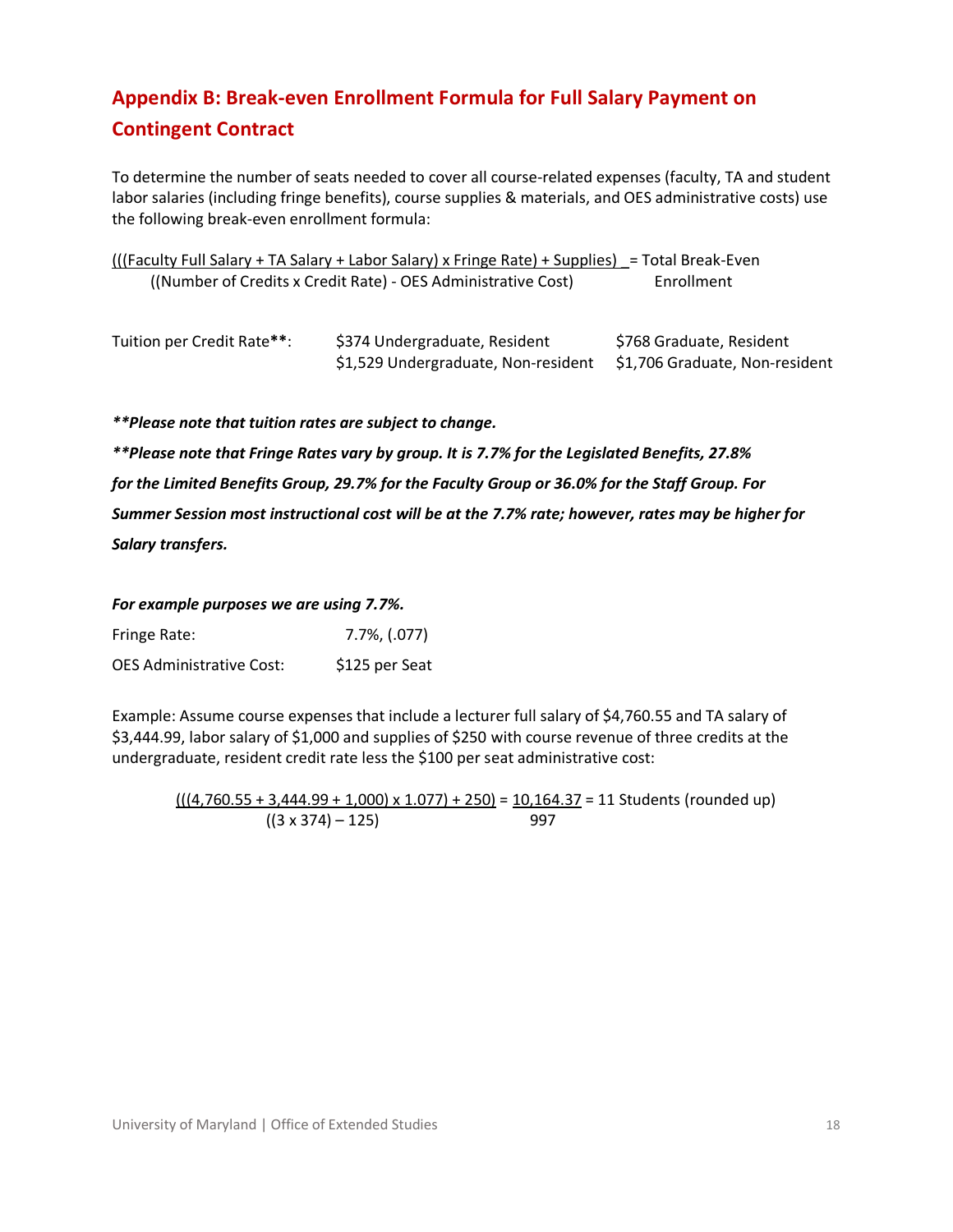## Appendix B: Break-even Enrollment Formula for Full Salary Payment on Contingent Contract

To determine the number of seats needed to cover all course-related expenses (faculty, TA and student labor salaries (including fringe benefits), course supplies & materials, and OES administrative costs) use the following break-even enrollment formula:

$$\frac{(((\text{Faculty Full Salary} + \text{TA Salary} + \text{Labor Salary}) \times \text{Fringe Rate}) + \text{Supplies})}{((\text{Number of Credits} \times \text{Credit Rate}) - \text{OES Administrative Cost})} = \text{Total Break-Even Enrollment}$$

| Tuition per Credit Rate**: | | |
|---|---|---|
| | $374 Undergraduate, Resident | $768 Graduate, Resident |
| | $1,529 Undergraduate, Non-resident | $1,706 Graduate, Non-resident |

***\*\*Please note that tuition rates are subject to change.***

***\*\*Please note that Fringe Rates vary by group. It is 7.7% for the Legislated Benefits, 27.8% for the Limited Benefits Group, 29.7% for the Faculty Group or 36.0% for the Staff Group. For Summer Session most instructional cost will be at the 7.7% rate; however, rates may be higher for Salary transfers.***

***For example purposes we are using 7.7%.***

Fringe Rate: 7.7%, (.077)

OES Administrative Cost: $125 per Seat

Example: Assume course expenses that include a lecturer full salary of $4,760.55 and TA salary of $3,444.99, labor salary of $1,000 and supplies of $250 with course revenue of three credits at the undergraduate, resident credit rate less the $100 per seat administrative cost:

$$\frac{(((4{,}760.55 + 3{,}444.99 + 1{,}000) \times 1.077) + 250)}{((3 \times 374) - 125)} = \frac{10{,}164.37}{997} = 11 \text{ Students (rounded up)}$$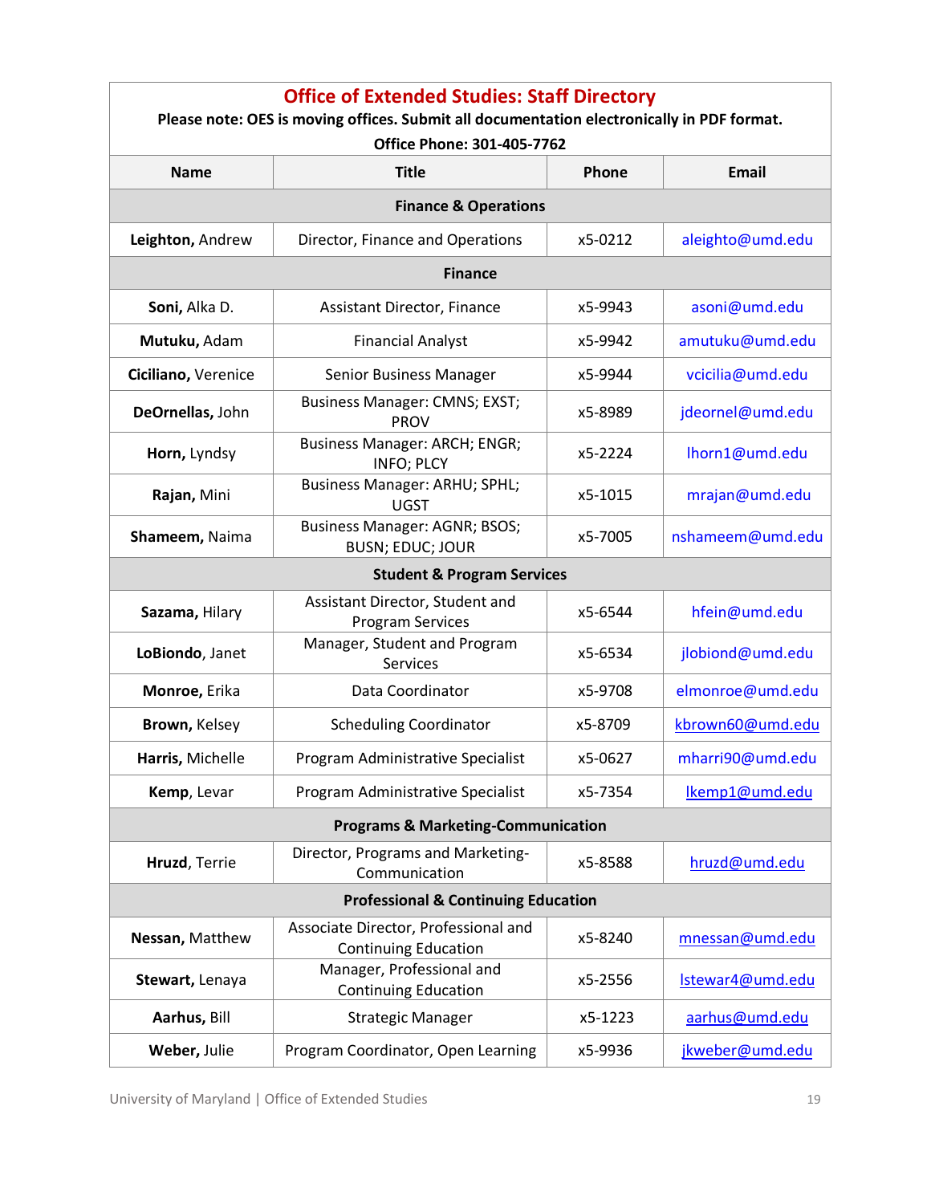## Office of Extended Studies: Staff Directory

**Please note: OES is moving offices. Submit all documentation electronically in PDF format.**

**Office Phone: 301-405-7762**

| Name | Title | Phone | Email |
|---|---|---|---|
| **Finance & Operations** | | | |
| **Leighton,** Andrew | Director, Finance and Operations | x5-0212 | aleighto@umd.edu |
| **Finance** | | | |
| **Soni,** Alka D. | Assistant Director, Finance | x5-9943 | asoni@umd.edu |
| **Mutuku,** Adam | Financial Analyst | x5-9942 | amutuku@umd.edu |
| **Ciciliano,** Verenice | Senior Business Manager | x5-9944 | vcicilia@umd.edu |
| **DeOrnellas,** John | Business Manager: CMNS; EXST; PROV | x5-8989 | jdeornel@umd.edu |
| **Horn,** Lyndsy | Business Manager: ARCH; ENGR; INFO; PLCY | x5-2224 | lhorn1@umd.edu |
| **Rajan,** Mini | Business Manager: ARHU; SPHL; UGST | x5-1015 | mrajan@umd.edu |
| **Shameem,** Naima | Business Manager: AGNR; BSOS; BUSN; EDUC; JOUR | x5-7005 | nshameem@umd.edu |
| **Student & Program Services** | | | |
| **Sazama,** Hilary | Assistant Director, Student and Program Services | x5-6544 | hfein@umd.edu |
| **LoBiondo**, Janet | Manager, Student and Program Services | x5-6534 | jlobiond@umd.edu |
| **Monroe,** Erika | Data Coordinator | x5-9708 | elmonroe@umd.edu |
| **Brown,** Kelsey | Scheduling Coordinator | x5-8709 | kbrown60@umd.edu |
| **Harris,** Michelle | Program Administrative Specialist | x5-0627 | mharri90@umd.edu |
| **Kemp**, Levar | Program Administrative Specialist | x5-7354 | lkemp1@umd.edu |
| **Programs & Marketing-Communication** | | | |
| **Hruzd**, Terrie | Director, Programs and Marketing-Communication | x5-8588 | hruzd@umd.edu |
| **Professional & Continuing Education** | | | |
| **Nessan,** Matthew | Associate Director, Professional and Continuing Education | x5-8240 | mnessan@umd.edu |
| **Stewart,** Lenaya | Manager, Professional and Continuing Education | x5-2556 | lstewar4@umd.edu |
| **Aarhus,** Bill | Strategic Manager | x5-1223 | aarhus@umd.edu |
| **Weber,** Julie | Program Coordinator, Open Learning | x5-9936 | jkweber@umd.edu |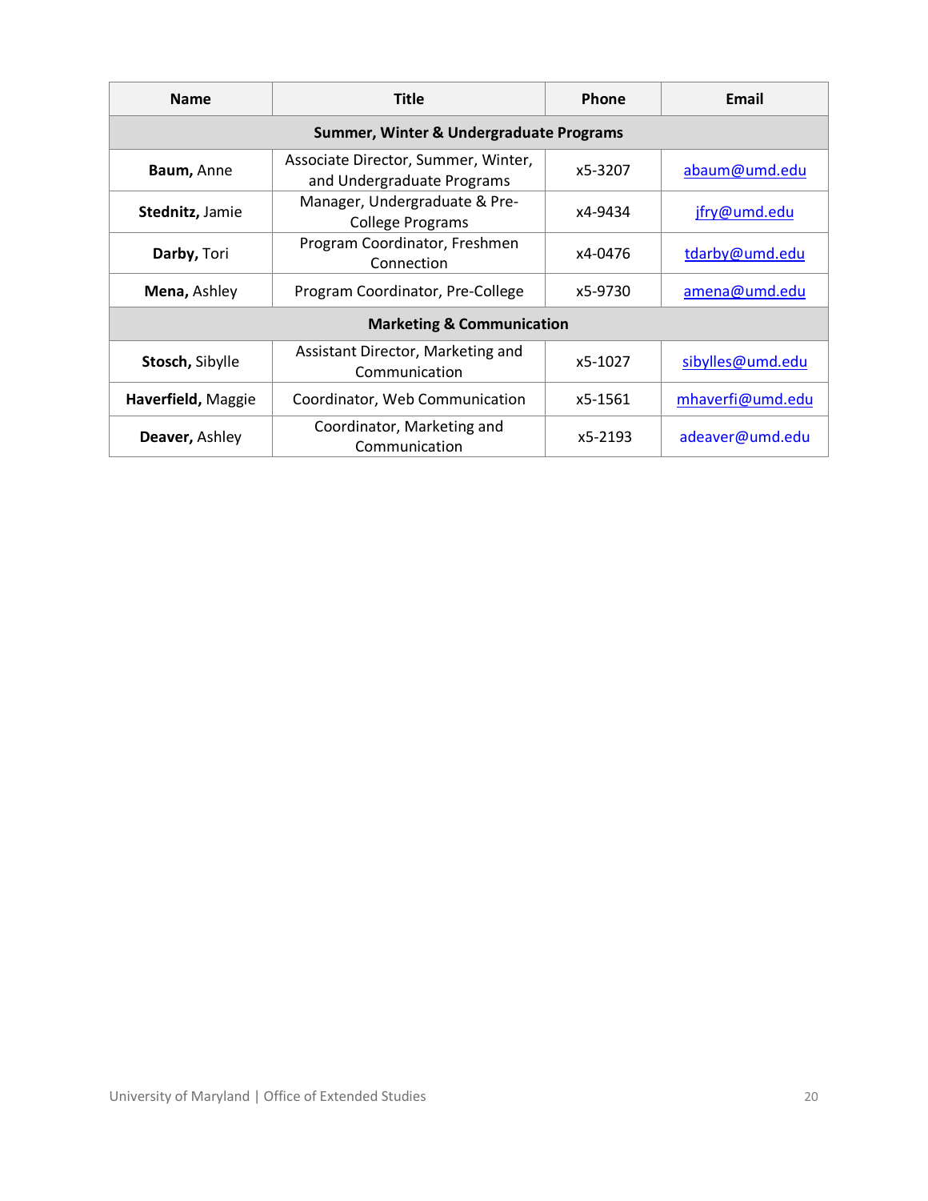| Name | Title | Phone | Email |
|---|---|---|---|
| **Summer, Winter & Undergraduate Programs** | | | |
| **Baum,** Anne | Associate Director, Summer, Winter, and Undergraduate Programs | x5-3207 | abaum@umd.edu |
| **Stednitz,** Jamie | Manager, Undergraduate & Pre-College Programs | x4-9434 | jfry@umd.edu |
| **Darby,** Tori | Program Coordinator, Freshmen Connection | x4-0476 | tdarby@umd.edu |
| **Mena,** Ashley | Program Coordinator, Pre-College | x5-9730 | amena@umd.edu |
| **Marketing & Communication** | | | |
| **Stosch,** Sibylle | Assistant Director, Marketing and Communication | x5-1027 | sibylles@umd.edu |
| **Haverfield,** Maggie | Coordinator, Web Communication | x5-1561 | mhaverfi@umd.edu |
| **Deaver,** Ashley | Coordinator, Marketing and Communication | x5-2193 | adeaver@umd.edu |